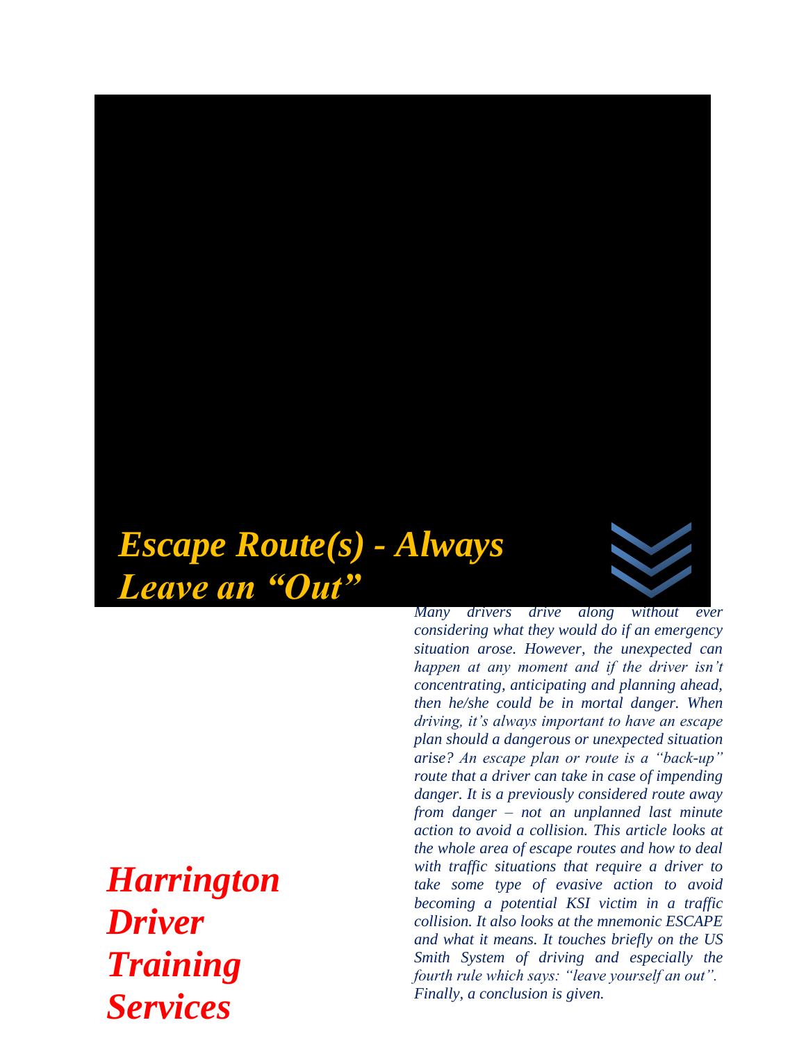# *Escape Route(s) - Always Leave an "Out"*

***Harrington Driver Training Services***

*Many drivers drive along without ever considering what they would do if an emergency situation arose. However, the unexpected can happen at any moment and if the driver isn't concentrating, anticipating and planning ahead, then he/she could be in mortal danger. When driving, it's always important to have an escape plan should a dangerous or unexpected situation arise? An escape plan or route is a "back-up" route that a driver can take in case of impending danger. It is a previously considered route away from danger – not an unplanned last minute action to avoid a collision. This article looks at the whole area of escape routes and how to deal with traffic situations that require a driver to take some type of evasive action to avoid becoming a potential KSI victim in a traffic collision. It also looks at the mnemonic ESCAPE and what it means. It touches briefly on the US Smith System of driving and especially the fourth rule which says: "leave yourself an out". Finally, a conclusion is given.*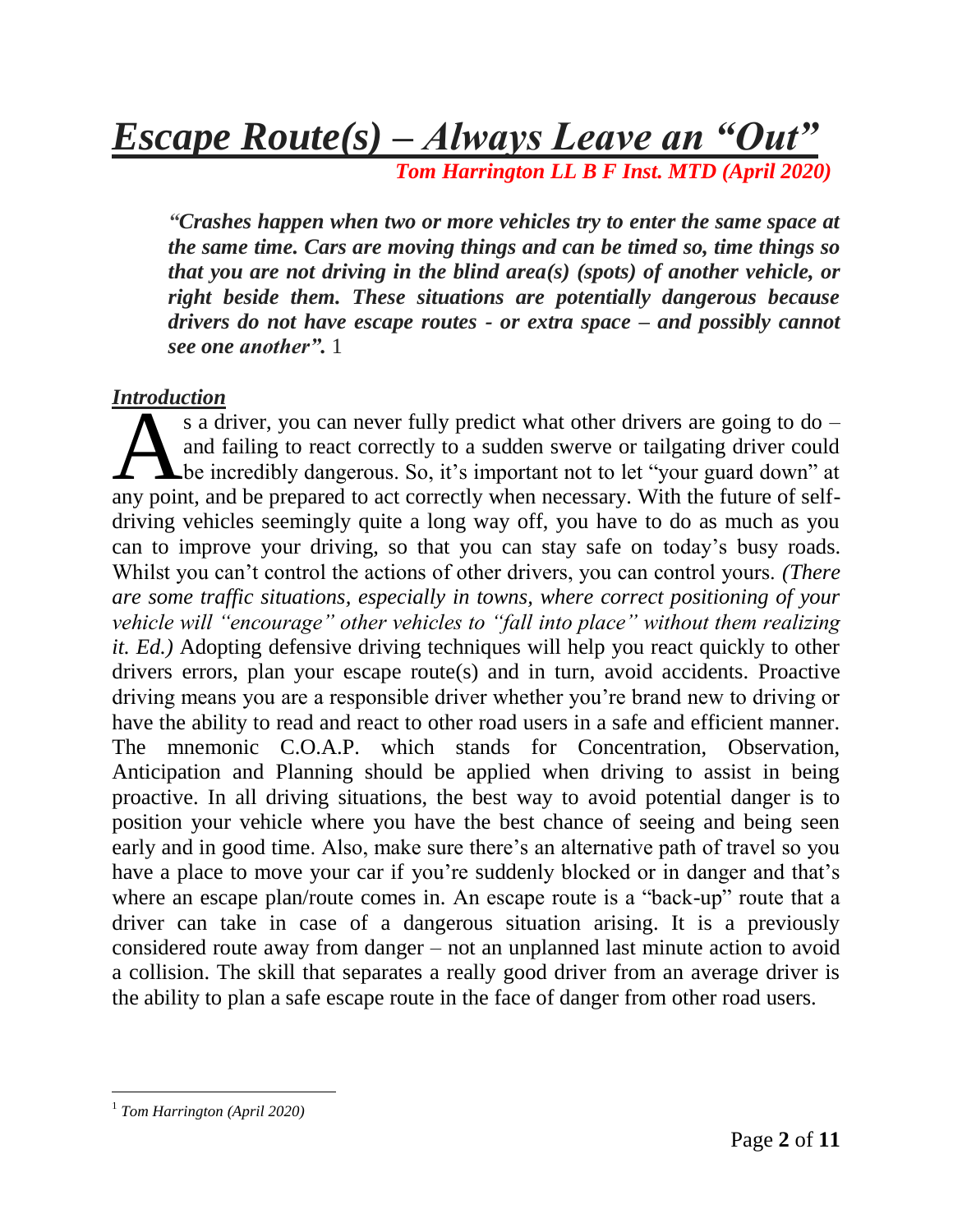# ***Escape Route(s) – Always Leave an "Out"***

***Tom Harrington LL B F Inst. MTD (April 2020)***

> ***"Crashes happen when two or more vehicles try to enter the same space at the same time. Cars are moving things and can be timed so, time things so that you are not driving in the blind area(s) (spots) of another vehicle, or right beside them. These situations are potentially dangerous because drivers do not have escape routes - or extra space – and possibly cannot see one another".*** [1]

## ***Introduction***

As a driver, you can never fully predict what other drivers are going to do – and failing to react correctly to a sudden swerve or tailgating driver could be incredibly dangerous. So, it's important not to let "your guard down" at any point, and be prepared to act correctly when necessary. With the future of self-driving vehicles seemingly quite a long way off, you have to do as much as you can to improve your driving, so that you can stay safe on today's busy roads. Whilst you can't control the actions of other drivers, you can control yours. *(There are some traffic situations, especially in towns, where correct positioning of your vehicle will "encourage" other vehicles to "fall into place" without them realizing it. Ed.)* Adopting defensive driving techniques will help you react quickly to other drivers errors, plan your escape route(s) and in turn, avoid accidents. Proactive driving means you are a responsible driver whether you're brand new to driving or have the ability to read and react to other road users in a safe and efficient manner. The mnemonic C.O.A.P. which stands for Concentration, Observation, Anticipation and Planning should be applied when driving to assist in being proactive. In all driving situations, the best way to avoid potential danger is to position your vehicle where you have the best chance of seeing and being seen early and in good time. Also, make sure there's an alternative path of travel so you have a place to move your car if you're suddenly blocked or in danger and that's where an escape plan/route comes in. An escape route is a "back-up" route that a driver can take in case of a dangerous situation arising. It is a previously considered route away from danger – not an unplanned last minute action to avoid a collision. The skill that separates a really good driver from an average driver is the ability to plan a safe escape route in the face of danger from other road users.

---

[1] *Tom Harrington (April 2020)*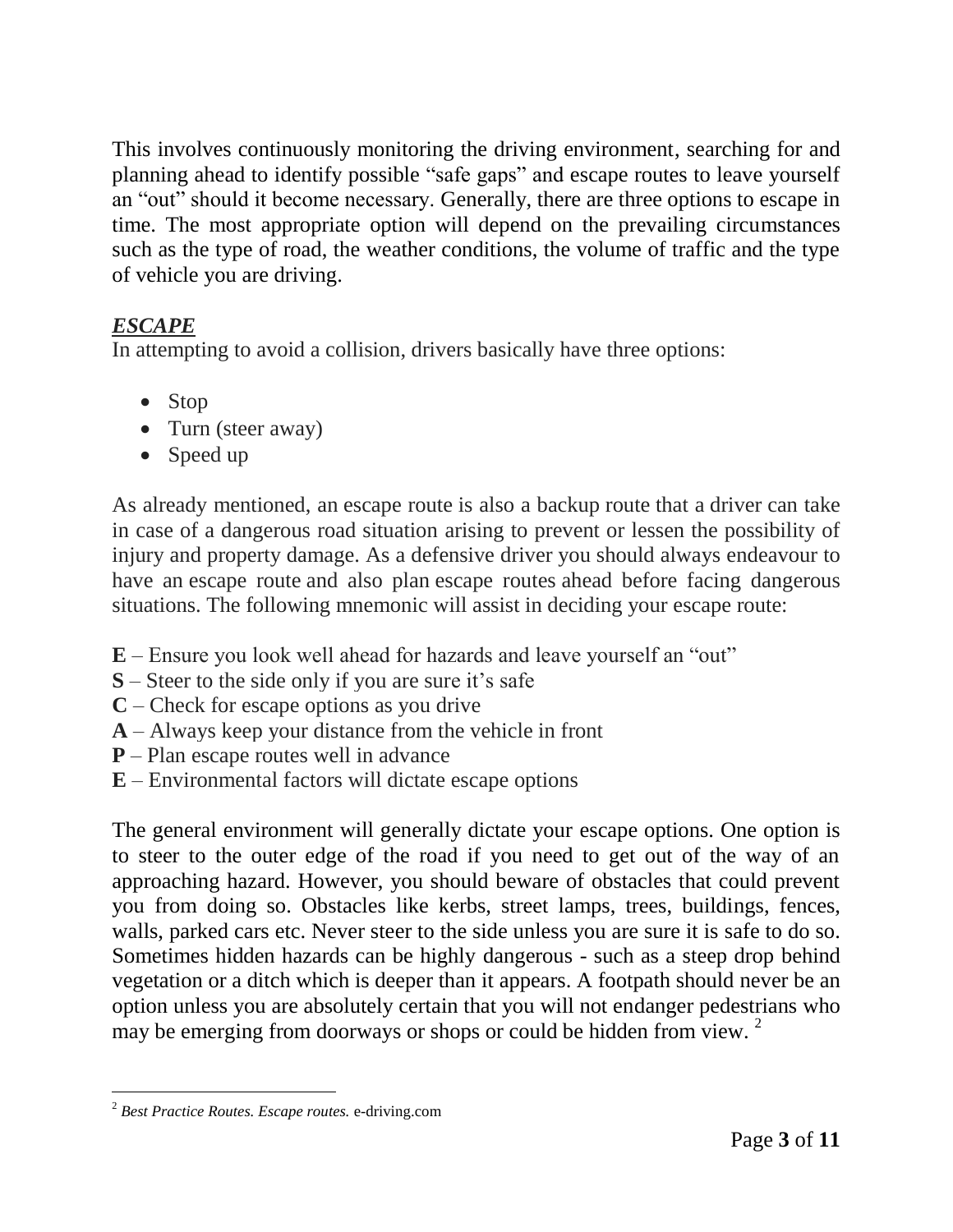This involves continuously monitoring the driving environment, searching for and planning ahead to identify possible "safe gaps" and escape routes to leave yourself an "out" should it become necessary. Generally, there are three options to escape in time. The most appropriate option will depend on the prevailing circumstances such as the type of road, the weather conditions, the volume of traffic and the type of vehicle you are driving.

***ESCAPE***

In attempting to avoid a collision, drivers basically have three options:

- Stop
- Turn (steer away)
- Speed up

As already mentioned, an escape route is also a backup route that a driver can take in case of a dangerous road situation arising to prevent or lessen the possibility of injury and property damage. As a defensive driver you should always endeavour to have an escape route and also plan escape routes ahead before facing dangerous situations. The following mnemonic will assist in deciding your escape route:

**E** – Ensure you look well ahead for hazards and leave yourself an "out"
**S** – Steer to the side only if you are sure it's safe
**C** – Check for escape options as you drive
**A** – Always keep your distance from the vehicle in front
**P** – Plan escape routes well in advance
**E** – Environmental factors will dictate escape options

The general environment will generally dictate your escape options. One option is to steer to the outer edge of the road if you need to get out of the way of an approaching hazard. However, you should beware of obstacles that could prevent you from doing so. Obstacles like kerbs, street lamps, trees, buildings, fences, walls, parked cars etc. Never steer to the side unless you are sure it is safe to do so. Sometimes hidden hazards can be highly dangerous - such as a steep drop behind vegetation or a ditch which is deeper than it appears. A footpath should never be an option unless you are absolutely certain that you will not endanger pedestrians who may be emerging from doorways or shops or could be hidden from view. [2]

---

[2] *Best Practice Routes. Escape routes.* e-driving.com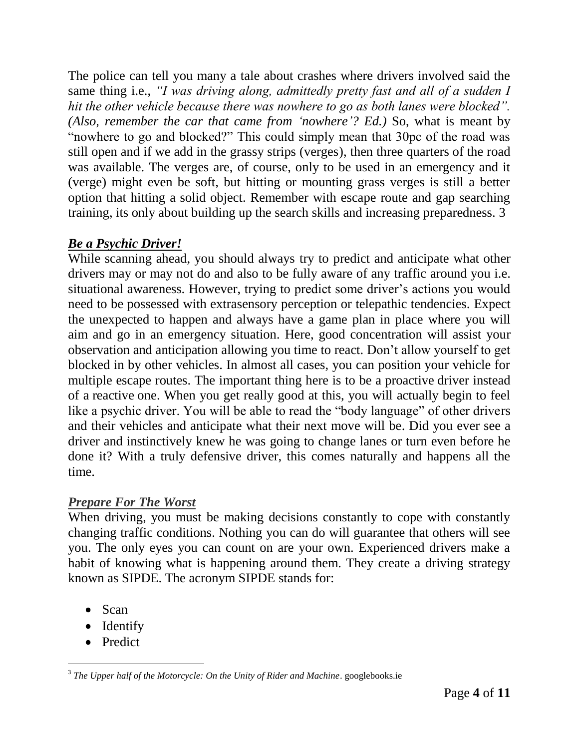The police can tell you many a tale about crashes where drivers involved said the same thing i.e., *"I was driving along, admittedly pretty fast and all of a sudden I hit the other vehicle because there was nowhere to go as both lanes were blocked". (Also, remember the car that came from 'nowhere'? Ed.)* So, what is meant by "nowhere to go and blocked?" This could simply mean that 30pc of the road was still open and if we add in the grassy strips (verges), then three quarters of the road was available. The verges are, of course, only to be used in an emergency and it (verge) might even be soft, but hitting or mounting grass verges is still a better option that hitting a solid object. Remember with escape route and gap searching training, its only about building up the search skills and increasing preparedness. [3]

### ***Be a Psychic Driver!***

While scanning ahead, you should always try to predict and anticipate what other drivers may or may not do and also to be fully aware of any traffic around you i.e. situational awareness. However, trying to predict some driver's actions you would need to be possessed with extrasensory perception or telepathic tendencies. Expect the unexpected to happen and always have a game plan in place where you will aim and go in an emergency situation. Here, good concentration will assist your observation and anticipation allowing you time to react. Don't allow yourself to get blocked in by other vehicles. In almost all cases, you can position your vehicle for multiple escape routes. The important thing here is to be a proactive driver instead of a reactive one. When you get really good at this, you will actually begin to feel like a psychic driver. You will be able to read the "body language" of other drivers and their vehicles and anticipate what their next move will be. Did you ever see a driver and instinctively knew he was going to change lanes or turn even before he done it? With a truly defensive driver, this comes naturally and happens all the time.

### ***Prepare For The Worst***

When driving, you must be making decisions constantly to cope with constantly changing traffic conditions. Nothing you can do will guarantee that others will see you. The only eyes you can count on are your own. Experienced drivers make a habit of knowing what is happening around them. They create a driving strategy known as SIPDE. The acronym SIPDE stands for:

- Scan
- Identify
- Predict

---

[3] *The Upper half of the Motorcycle: On the Unity of Rider and Machine*. googlebooks.ie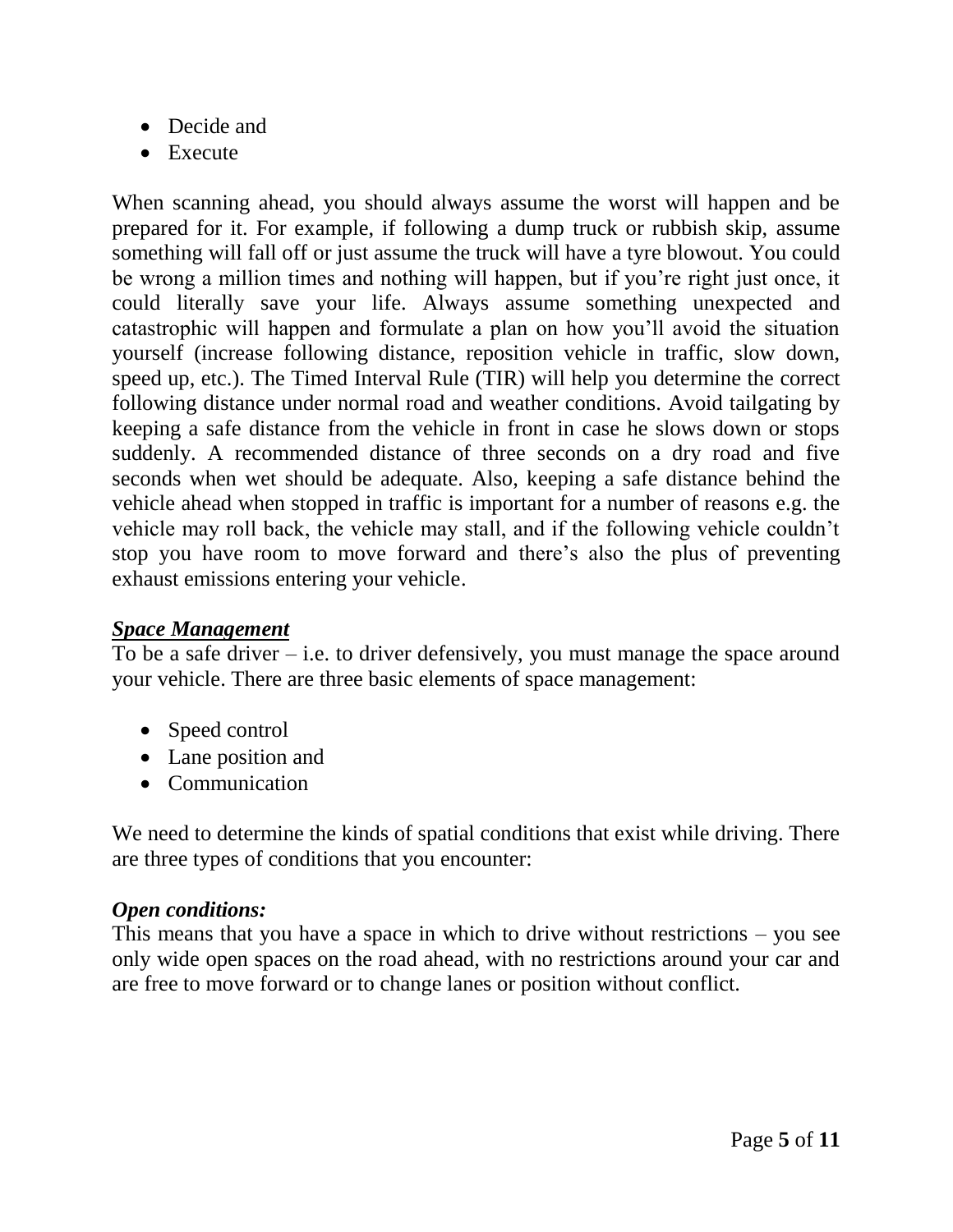- Decide and
- Execute

When scanning ahead, you should always assume the worst will happen and be prepared for it. For example, if following a dump truck or rubbish skip, assume something will fall off or just assume the truck will have a tyre blowout. You could be wrong a million times and nothing will happen, but if you're right just once, it could literally save your life. Always assume something unexpected and catastrophic will happen and formulate a plan on how you'll avoid the situation yourself (increase following distance, reposition vehicle in traffic, slow down, speed up, etc.). The Timed Interval Rule (TIR) will help you determine the correct following distance under normal road and weather conditions. Avoid tailgating by keeping a safe distance from the vehicle in front in case he slows down or stops suddenly. A recommended distance of three seconds on a dry road and five seconds when wet should be adequate. Also, keeping a safe distance behind the vehicle ahead when stopped in traffic is important for a number of reasons e.g. the vehicle may roll back, the vehicle may stall, and if the following vehicle couldn't stop you have room to move forward and there's also the plus of preventing exhaust emissions entering your vehicle.

***Space Management***

To be a safe driver – i.e. to driver defensively, you must manage the space around your vehicle. There are three basic elements of space management:

- Speed control
- Lane position and
- Communication

We need to determine the kinds of spatial conditions that exist while driving. There are three types of conditions that you encounter:

***Open conditions:***

This means that you have a space in which to drive without restrictions – you see only wide open spaces on the road ahead, with no restrictions around your car and are free to move forward or to change lanes or position without conflict.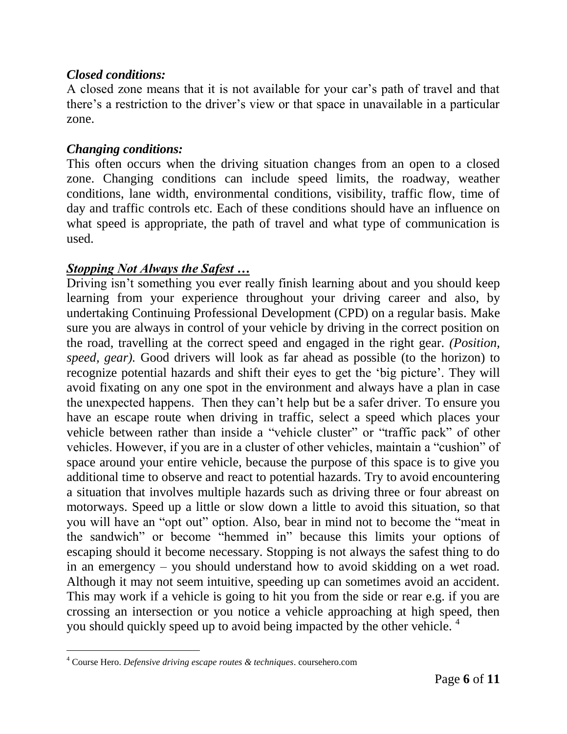### *Closed conditions:*

A closed zone means that it is not available for your car's path of travel and that there's a restriction to the driver's view or that space in unavailable in a particular zone.

### *Changing conditions:*

This often occurs when the driving situation changes from an open to a closed zone. Changing conditions can include speed limits, the roadway, weather conditions, lane width, environmental conditions, visibility, traffic flow, time of day and traffic controls etc. Each of these conditions should have an influence on what speed is appropriate, the path of travel and what type of communication is used.

### ***Stopping Not Always the Safest …***

Driving isn't something you ever really finish learning about and you should keep learning from your experience throughout your driving career and also, by undertaking Continuing Professional Development (CPD) on a regular basis. Make sure you are always in control of your vehicle by driving in the correct position on the road, travelling at the correct speed and engaged in the right gear. *(Position, speed, gear).* Good drivers will look as far ahead as possible (to the horizon) to recognize potential hazards and shift their eyes to get the 'big picture'. They will avoid fixating on any one spot in the environment and always have a plan in case the unexpected happens. Then they can't help but be a safer driver. To ensure you have an escape route when driving in traffic, select a speed which places your vehicle between rather than inside a "vehicle cluster" or "traffic pack" of other vehicles. However, if you are in a cluster of other vehicles, maintain a "cushion" of space around your entire vehicle, because the purpose of this space is to give you additional time to observe and react to potential hazards. Try to avoid encountering a situation that involves multiple hazards such as driving three or four abreast on motorways. Speed up a little or slow down a little to avoid this situation, so that you will have an "opt out" option. Also, bear in mind not to become the "meat in the sandwich" or become "hemmed in" because this limits your options of escaping should it become necessary. Stopping is not always the safest thing to do in an emergency – you should understand how to avoid skidding on a wet road. Although it may not seem intuitive, speeding up can sometimes avoid an accident. This may work if a vehicle is going to hit you from the side or rear e.g. if you are crossing an intersection or you notice a vehicle approaching at high speed, then you should quickly speed up to avoid being impacted by the other vehicle. [4]

---

[4] Course Hero. *Defensive driving escape routes & techniques*. coursehero.com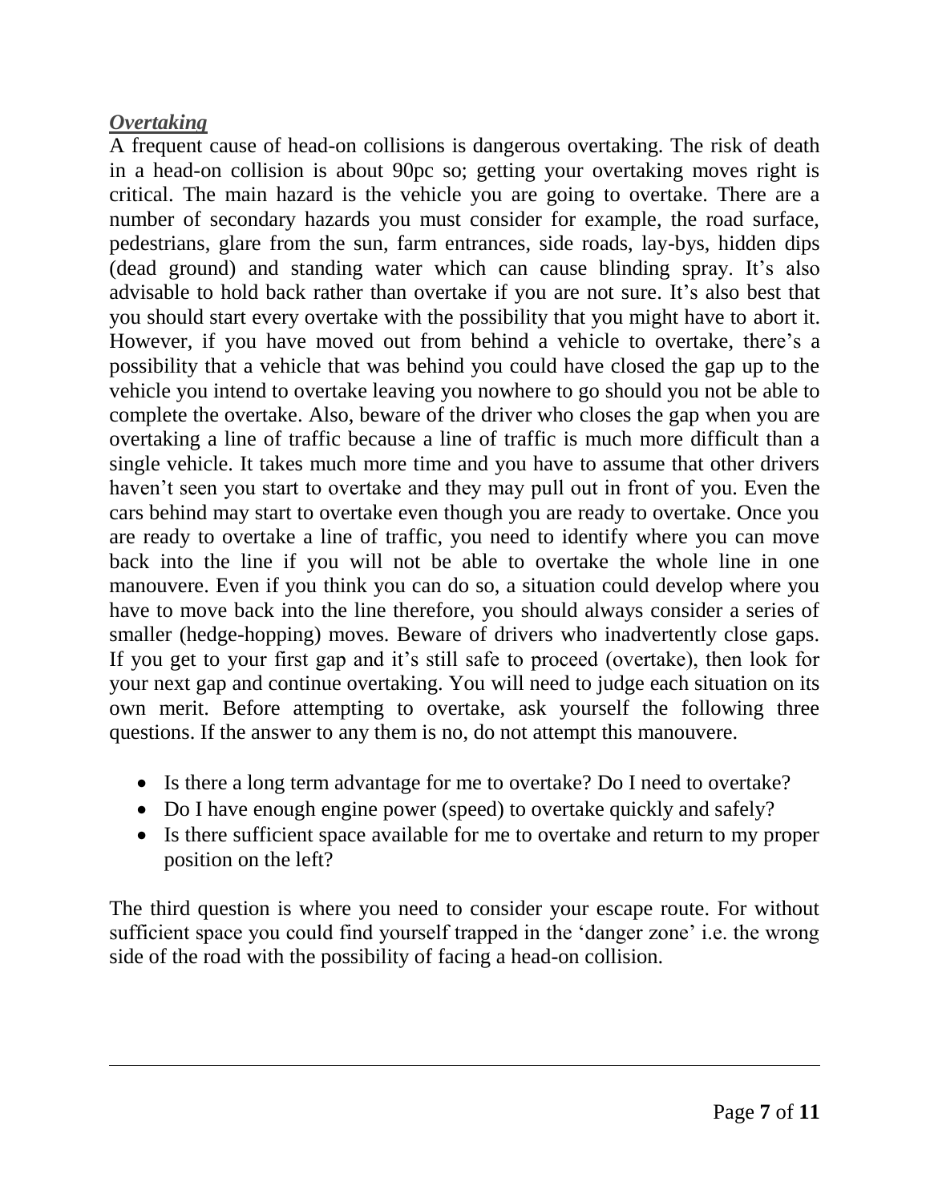***Overtaking***

A frequent cause of head-on collisions is dangerous overtaking. The risk of death in a head-on collision is about 90pc so; getting your overtaking moves right is critical. The main hazard is the vehicle you are going to overtake. There are a number of secondary hazards you must consider for example, the road surface, pedestrians, glare from the sun, farm entrances, side roads, lay-bys, hidden dips (dead ground) and standing water which can cause blinding spray. It's also advisable to hold back rather than overtake if you are not sure. It's also best that you should start every overtake with the possibility that you might have to abort it. However, if you have moved out from behind a vehicle to overtake, there's a possibility that a vehicle that was behind you could have closed the gap up to the vehicle you intend to overtake leaving you nowhere to go should you not be able to complete the overtake. Also, beware of the driver who closes the gap when you are overtaking a line of traffic because a line of traffic is much more difficult than a single vehicle. It takes much more time and you have to assume that other drivers haven't seen you start to overtake and they may pull out in front of you. Even the cars behind may start to overtake even though you are ready to overtake. Once you are ready to overtake a line of traffic, you need to identify where you can move back into the line if you will not be able to overtake the whole line in one manouvere. Even if you think you can do so, a situation could develop where you have to move back into the line therefore, you should always consider a series of smaller (hedge-hopping) moves. Beware of drivers who inadvertently close gaps. If you get to your first gap and it's still safe to proceed (overtake), then look for your next gap and continue overtaking. You will need to judge each situation on its own merit. Before attempting to overtake, ask yourself the following three questions. If the answer to any them is no, do not attempt this manouvere.

- Is there a long term advantage for me to overtake? Do I need to overtake?
- Do I have enough engine power (speed) to overtake quickly and safely?
- Is there sufficient space available for me to overtake and return to my proper position on the left?

The third question is where you need to consider your escape route. For without sufficient space you could find yourself trapped in the 'danger zone' i.e. the wrong side of the road with the possibility of facing a head-on collision.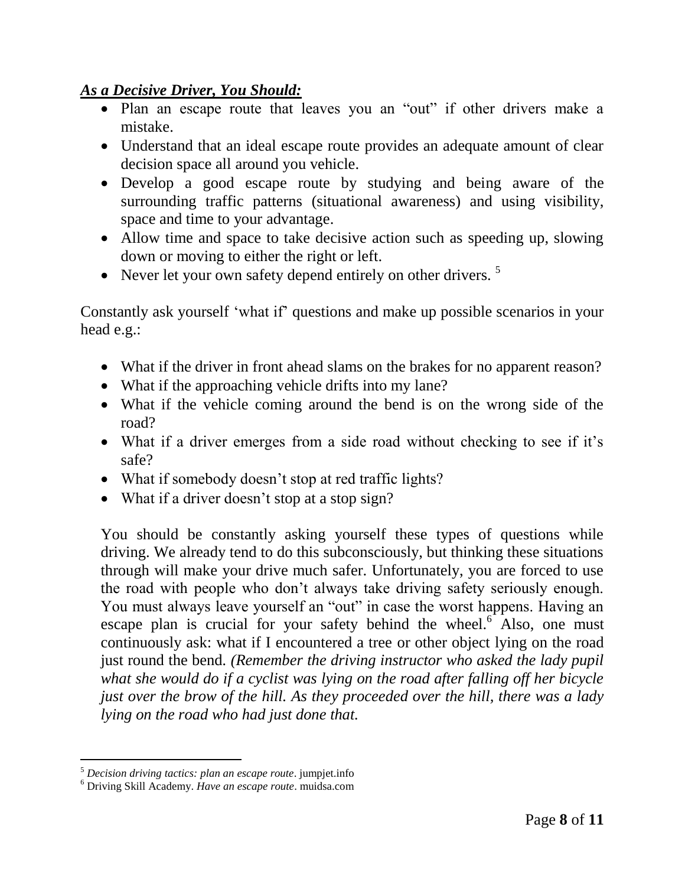***As a Decisive Driver, You Should:***

- Plan an escape route that leaves you an "out" if other drivers make a mistake.
- Understand that an ideal escape route provides an adequate amount of clear decision space all around you vehicle.
- Develop a good escape route by studying and being aware of the surrounding traffic patterns (situational awareness) and using visibility, space and time to your advantage.
- Allow time and space to take decisive action such as speeding up, slowing down or moving to either the right or left.
- Never let your own safety depend entirely on other drivers. [5]

Constantly ask yourself 'what if' questions and make up possible scenarios in your head e.g.:

- What if the driver in front ahead slams on the brakes for no apparent reason?
- What if the approaching vehicle drifts into my lane?
- What if the vehicle coming around the bend is on the wrong side of the road?
- What if a driver emerges from a side road without checking to see if it's safe?
- What if somebody doesn't stop at red traffic lights?
- What if a driver doesn't stop at a stop sign?

You should be constantly asking yourself these types of questions while driving. We already tend to do this subconsciously, but thinking these situations through will make your drive much safer. Unfortunately, you are forced to use the road with people who don't always take driving safety seriously enough. You must always leave yourself an "out" in case the worst happens. Having an escape plan is crucial for your safety behind the wheel.[6] Also, one must continuously ask: what if I encountered a tree or other object lying on the road just round the bend. *(Remember the driving instructor who asked the lady pupil what she would do if a cyclist was lying on the road after falling off her bicycle just over the brow of the hill. As they proceeded over the hill, there was a lady lying on the road who had just done that.*

---

[5] *Decision driving tactics: plan an escape route*. jumpjet.info

[6] Driving Skill Academy. *Have an escape route*. muidsa.com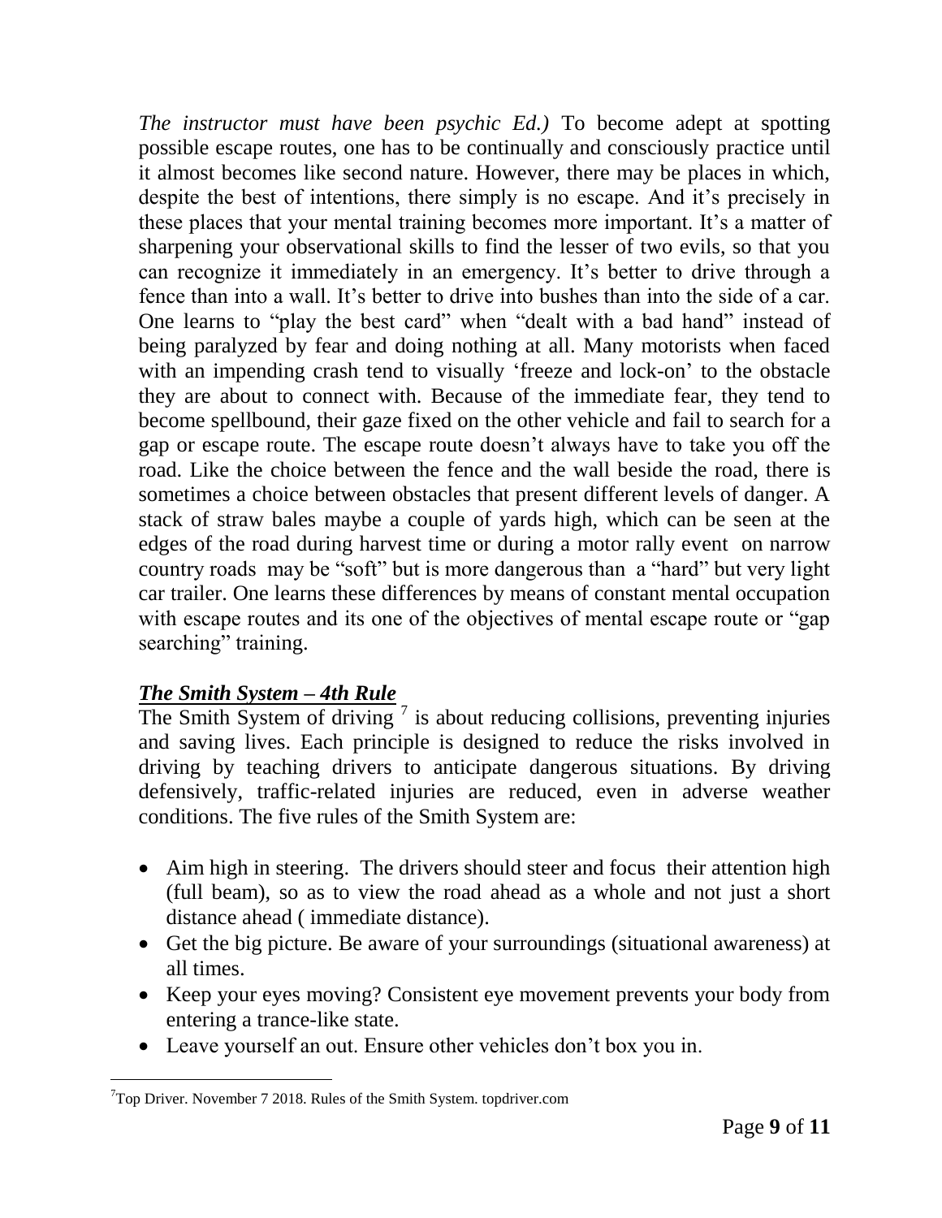*The instructor must have been psychic Ed.)* To become adept at spotting possible escape routes, one has to be continually and consciously practice until it almost becomes like second nature. However, there may be places in which, despite the best of intentions, there simply is no escape. And it's precisely in these places that your mental training becomes more important. It's a matter of sharpening your observational skills to find the lesser of two evils, so that you can recognize it immediately in an emergency. It's better to drive through a fence than into a wall. It's better to drive into bushes than into the side of a car. One learns to "play the best card" when "dealt with a bad hand" instead of being paralyzed by fear and doing nothing at all. Many motorists when faced with an impending crash tend to visually 'freeze and lock-on' to the obstacle they are about to connect with. Because of the immediate fear, they tend to become spellbound, their gaze fixed on the other vehicle and fail to search for a gap or escape route. The escape route doesn't always have to take you off the road. Like the choice between the fence and the wall beside the road, there is sometimes a choice between obstacles that present different levels of danger. A stack of straw bales maybe a couple of yards high, which can be seen at the edges of the road during harvest time or during a motor rally event on narrow country roads may be "soft" but is more dangerous than a "hard" but very light car trailer. One learns these differences by means of constant mental occupation with escape routes and its one of the objectives of mental escape route or "gap searching" training.

### ***The Smith System – 4th Rule***

The Smith System of driving [7] is about reducing collisions, preventing injuries and saving lives. Each principle is designed to reduce the risks involved in driving by teaching drivers to anticipate dangerous situations. By driving defensively, traffic-related injuries are reduced, even in adverse weather conditions. The five rules of the Smith System are:

- Aim high in steering. The drivers should steer and focus their attention high (full beam), so as to view the road ahead as a whole and not just a short distance ahead ( immediate distance).
- Get the big picture. Be aware of your surroundings (situational awareness) at all times.
- Keep your eyes moving? Consistent eye movement prevents your body from entering a trance-like state.
- Leave yourself an out. Ensure other vehicles don't box you in.

[7] Top Driver. November 7 2018. Rules of the Smith System. topdriver.com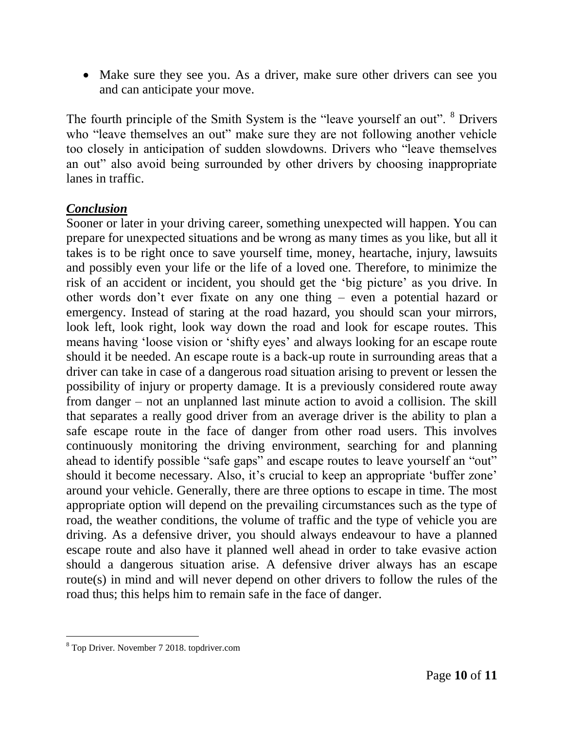- Make sure they see you. As a driver, make sure other drivers can see you and can anticipate your move.

The fourth principle of the Smith System is the "leave yourself an out". [8] Drivers who "leave themselves an out" make sure they are not following another vehicle too closely in anticipation of sudden slowdowns. Drivers who "leave themselves an out" also avoid being surrounded by other drivers by choosing inappropriate lanes in traffic.

## ***Conclusion***

Sooner or later in your driving career, something unexpected will happen. You can prepare for unexpected situations and be wrong as many times as you like, but all it takes is to be right once to save yourself time, money, heartache, injury, lawsuits and possibly even your life or the life of a loved one. Therefore, to minimize the risk of an accident or incident, you should get the 'big picture' as you drive. In other words don't ever fixate on any one thing – even a potential hazard or emergency. Instead of staring at the road hazard, you should scan your mirrors, look left, look right, look way down the road and look for escape routes. This means having 'loose vision or 'shifty eyes' and always looking for an escape route should it be needed. An escape route is a back-up route in surrounding areas that a driver can take in case of a dangerous road situation arising to prevent or lessen the possibility of injury or property damage. It is a previously considered route away from danger – not an unplanned last minute action to avoid a collision. The skill that separates a really good driver from an average driver is the ability to plan a safe escape route in the face of danger from other road users. This involves continuously monitoring the driving environment, searching for and planning ahead to identify possible "safe gaps" and escape routes to leave yourself an "out" should it become necessary. Also, it's crucial to keep an appropriate 'buffer zone' around your vehicle. Generally, there are three options to escape in time. The most appropriate option will depend on the prevailing circumstances such as the type of road, the weather conditions, the volume of traffic and the type of vehicle you are driving. As a defensive driver, you should always endeavour to have a planned escape route and also have it planned well ahead in order to take evasive action should a dangerous situation arise. A defensive driver always has an escape route(s) in mind and will never depend on other drivers to follow the rules of the road thus; this helps him to remain safe in the face of danger.

---

[8] Top Driver. November 7 2018. topdriver.com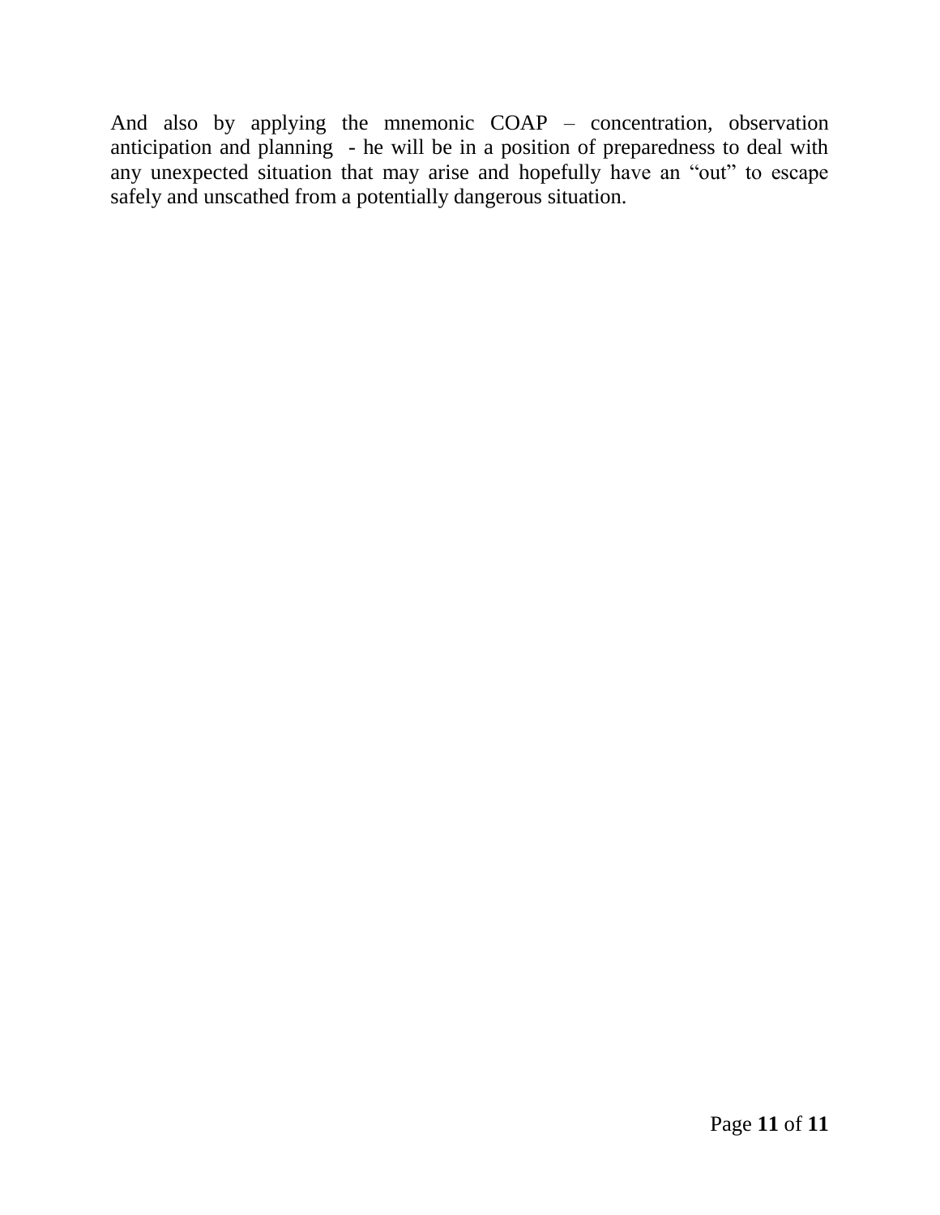And also by applying the mnemonic COAP – concentration, observation anticipation and planning - he will be in a position of preparedness to deal with any unexpected situation that may arise and hopefully have an "out" to escape safely and unscathed from a potentially dangerous situation.